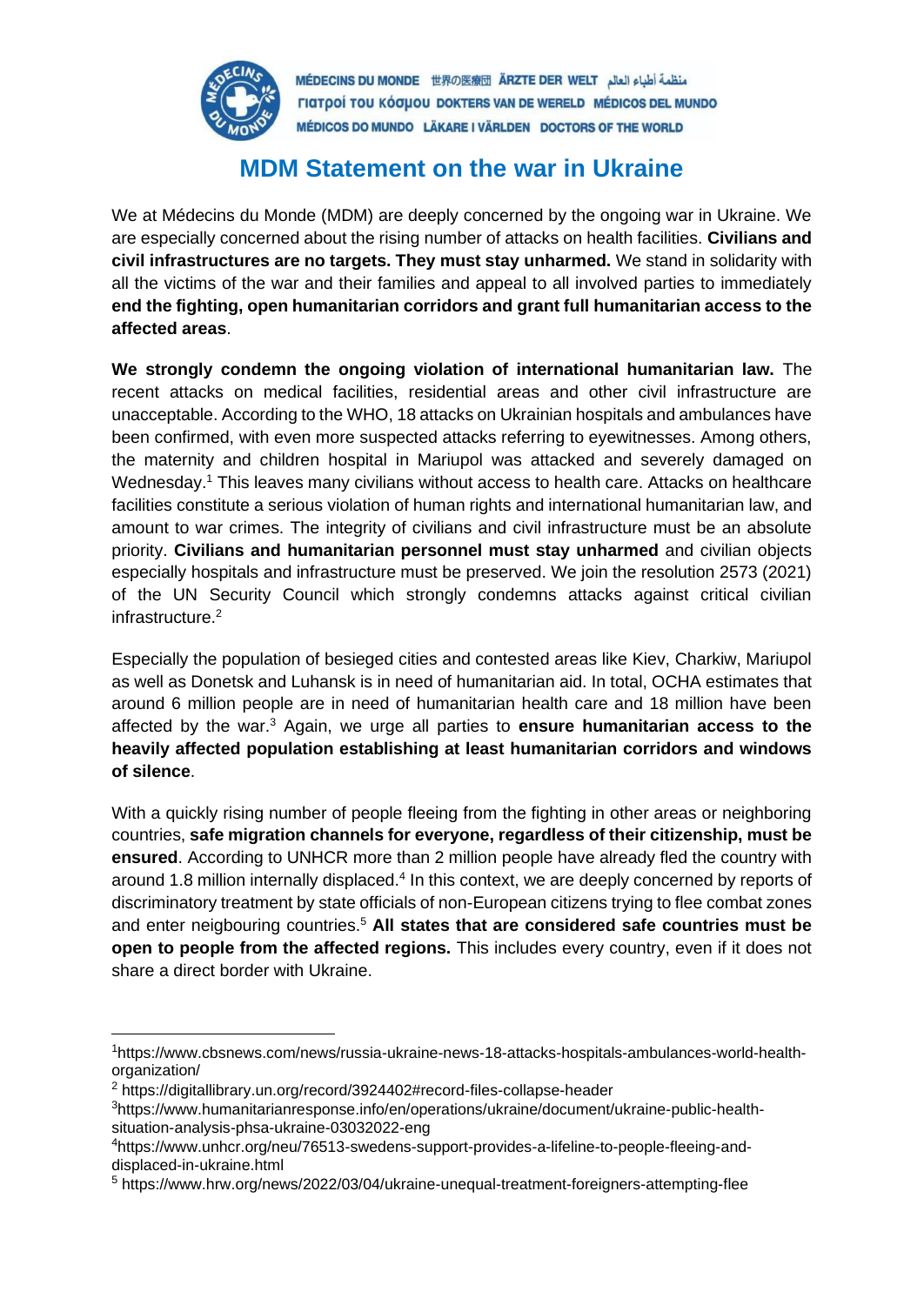MÉDECINS DU MONDE 世界の医療団 ÄRZTE DER WELT منظمة أطباء العالم
Γιατροί του Κόσμου DOKTERS VAN DE WERELD MÉDICOS DEL MUNDO
MÉDICOS DO MUNDO LÄKARE I VÄRLDEN DOCTORS OF THE WORLD

# MDM Statement on the war in Ukraine

We at Médecins du Monde (MDM) are deeply concerned by the ongoing war in Ukraine. We are especially concerned about the rising number of attacks on health facilities. **Civilians and civil infrastructures are no targets. They must stay unharmed.** We stand in solidarity with all the victims of the war and their families and appeal to all involved parties to immediately **end the fighting, open humanitarian corridors and grant full humanitarian access to the affected areas**.

**We strongly condemn the ongoing violation of international humanitarian law.** The recent attacks on medical facilities, residential areas and other civil infrastructure are unacceptable. According to the WHO, 18 attacks on Ukrainian hospitals and ambulances have been confirmed, with even more suspected attacks referring to eyewitnesses. Among others, the maternity and children hospital in Mariupol was attacked and severely damaged on Wednesday.[1] This leaves many civilians without access to health care. Attacks on healthcare facilities constitute a serious violation of human rights and international humanitarian law, and amount to war crimes. The integrity of civilians and civil infrastructure must be an absolute priority. **Civilians and humanitarian personnel must stay unharmed** and civilian objects especially hospitals and infrastructure must be preserved. We join the resolution 2573 (2021) of the UN Security Council which strongly condemns attacks against critical civilian infrastructure.[2]

Especially the population of besieged cities and contested areas like Kiev, Charkiw, Mariupol as well as Donetsk and Luhansk is in need of humanitarian aid. In total, OCHA estimates that around 6 million people are in need of humanitarian health care and 18 million have been affected by the war.[3] Again, we urge all parties to **ensure humanitarian access to the heavily affected population establishing at least humanitarian corridors and windows of silence**.

With a quickly rising number of people fleeing from the fighting in other areas or neighboring countries, **safe migration channels for everyone, regardless of their citizenship, must be ensured**. According to UNHCR more than 2 million people have already fled the country with around 1.8 million internally displaced.[4] In this context, we are deeply concerned by reports of discriminatory treatment by state officials of non-European citizens trying to flee combat zones and enter neigbouring countries.[5] **All states that are considered safe countries must be open to people from the affected regions.** This includes every country, even if it does not share a direct border with Ukraine.

---

[1] https://www.cbsnews.com/news/russia-ukraine-news-18-attacks-hospitals-ambulances-world-health-organization/

[2] https://digitallibrary.un.org/record/3924402#record-files-collapse-header

[3] https://www.humanitarianresponse.info/en/operations/ukraine/document/ukraine-public-health-situation-analysis-phsa-ukraine-03032022-eng

[4] https://www.unhcr.org/neu/76513-swedens-support-provides-a-lifeline-to-people-fleeing-and-displaced-in-ukraine.html

[5] https://www.hrw.org/news/2022/03/04/ukraine-unequal-treatment-foreigners-attempting-flee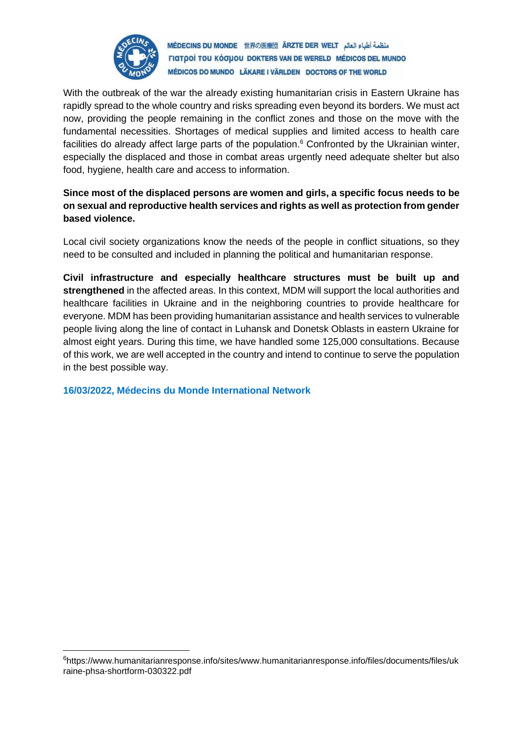With the outbreak of the war the already existing humanitarian crisis in Eastern Ukraine has rapidly spread to the whole country and risks spreading even beyond its borders. We must act now, providing the people remaining in the conflict zones and those on the move with the fundamental necessities. Shortages of medical supplies and limited access to health care facilities do already affect large parts of the population.[6] Confronted by the Ukrainian winter, especially the displaced and those in combat areas urgently need adequate shelter but also food, hygiene, health care and access to information.

**Since most of the displaced persons are women and girls, a specific focus needs to be on sexual and reproductive health services and rights as well as protection from gender based violence.**

Local civil society organizations know the needs of the people in conflict situations, so they need to be consulted and included in planning the political and humanitarian response.

**Civil infrastructure and especially healthcare structures must be built up and strengthened** in the affected areas. In this context, MDM will support the local authorities and healthcare facilities in Ukraine and in the neighboring countries to provide healthcare for everyone. MDM has been providing humanitarian assistance and health services to vulnerable people living along the line of contact in Luhansk and Donetsk Oblasts in eastern Ukraine for almost eight years. During this time, we have handled some 125,000 consultations. Because of this work, we are well accepted in the country and intend to continue to serve the population in the best possible way.

**16/03/2022, Médecins du Monde International Network**

---

[6] https://www.humanitarianresponse.info/sites/www.humanitarianresponse.info/files/documents/files/ukraine-phsa-shortform-030322.pdf